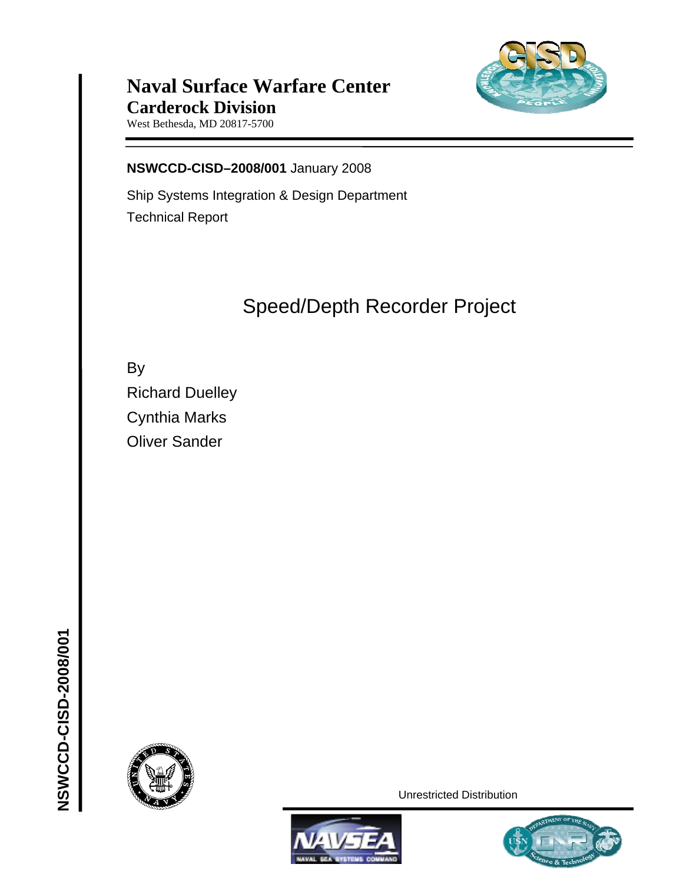**Naval Surface Warfare Center**
**Carderock Division**
West Bethesda, MD 20817-5700

---

**NSWCCD-CISD–2008/001** January 2008

Ship Systems Integration & Design Department

Technical Report

# Speed/Depth Recorder Project

By

Richard Duelley

Cynthia Marks

Oliver Sander

Unrestricted Distribution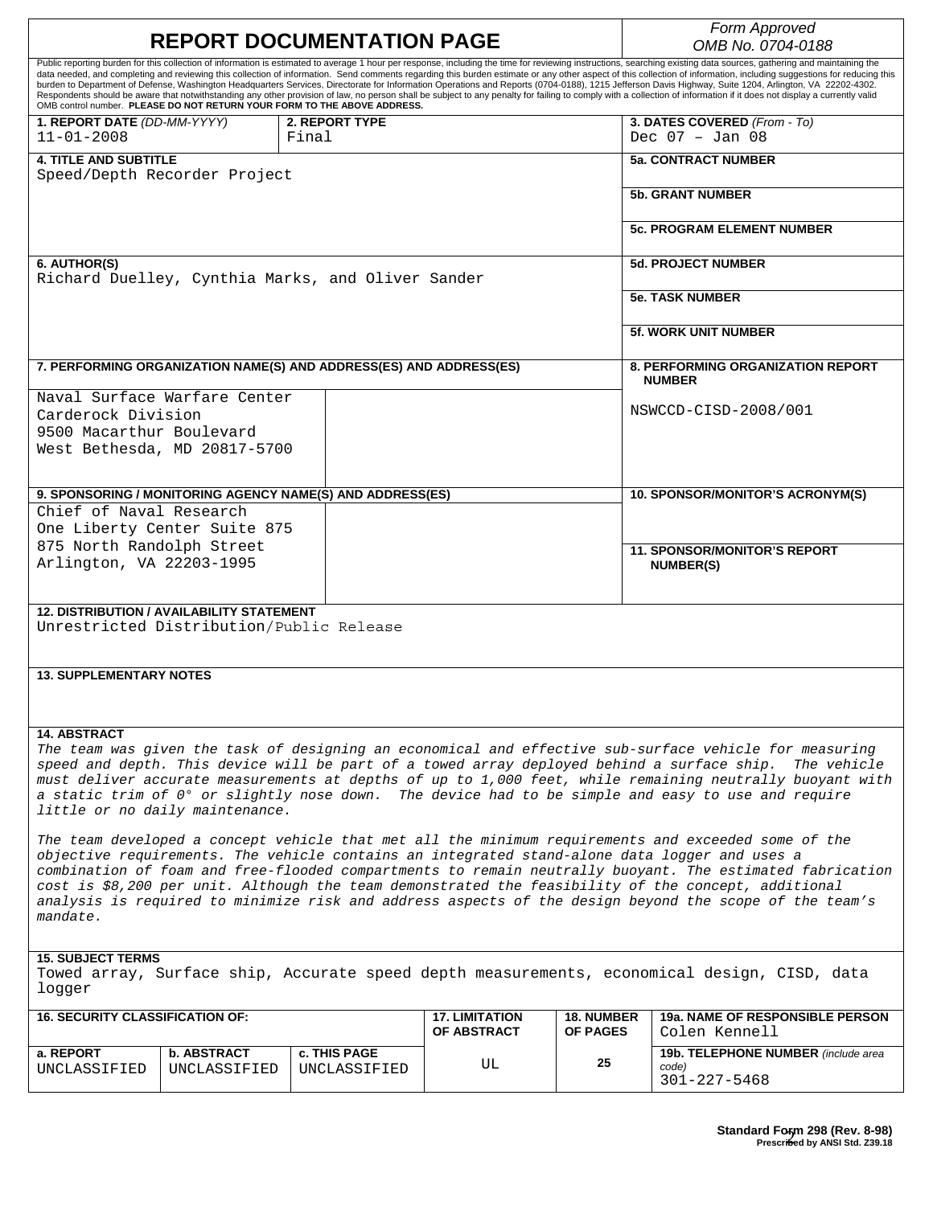# REPORT DOCUMENTATION PAGE

*Form Approved*
*OMB No. 0704-0188*

Public reporting burden for this collection of information is estimated to average 1 hour per response, including the time for reviewing instructions, searching existing data sources, gathering and maintaining the data needed, and completing and reviewing this collection of information. Send comments regarding this burden estimate or any other aspect of this collection of information, including suggestions for reducing this burden to Department of Defense, Washington Headquarters Services, Directorate for Information Operations and Reports (0704-0188), 1215 Jefferson Davis Highway, Suite 1204, Arlington, VA 22202-4302. Respondents should be aware that notwithstanding any other provision of law, no person shall be subject to any penalty for failing to comply with a collection of information if it does not display a currently valid OMB control number. **PLEASE DO NOT RETURN YOUR FORM TO THE ABOVE ADDRESS.**

| **1. REPORT DATE** *(DD-MM-YYYY)* | **2. REPORT TYPE** | **3. DATES COVERED** *(From - To)* |
|---|---|---|
| 11-01-2008 | Final | Dec 07 – Jan 08 |

**4. TITLE AND SUBTITLE**
Speed/Depth Recorder Project

**5a. CONTRACT NUMBER**

**5b. GRANT NUMBER**

**5c. PROGRAM ELEMENT NUMBER**

**6. AUTHOR(S)**
Richard Duelley, Cynthia Marks, and Oliver Sander

**5d. PROJECT NUMBER**

**5e. TASK NUMBER**

**5f. WORK UNIT NUMBER**

**7. PERFORMING ORGANIZATION NAME(S) AND ADDRESS(ES) AND ADDRESS(ES)**
Naval Surface Warfare Center
Carderock Division
9500 Macarthur Boulevard
West Bethesda, MD 20817-5700

**8. PERFORMING ORGANIZATION REPORT NUMBER**
NSWCCD-CISD-2008/001

**9. SPONSORING / MONITORING AGENCY NAME(S) AND ADDRESS(ES)**
Chief of Naval Research
One Liberty Center Suite 875
875 North Randolph Street
Arlington, VA 22203-1995

**10. SPONSOR/MONITOR'S ACRONYM(S)**

**11. SPONSOR/MONITOR'S REPORT NUMBER(S)**

**12. DISTRIBUTION / AVAILABILITY STATEMENT**
Unrestricted Distribution/Public Release

**13. SUPPLEMENTARY NOTES**

**14. ABSTRACT**
*The team was given the task of designing an economical and effective sub-surface vehicle for measuring speed and depth. This device will be part of a towed array deployed behind a surface ship. The vehicle must deliver accurate measurements at depths of up to 1,000 feet, while remaining neutrally buoyant with a static trim of 0° or slightly nose down. The device had to be simple and easy to use and require little or no daily maintenance.*

*The team developed a concept vehicle that met all the minimum requirements and exceeded some of the objective requirements. The vehicle contains an integrated stand-alone data logger and uses a combination of foam and free-flooded compartments to remain neutrally buoyant. The estimated fabrication cost is $8,200 per unit. Although the team demonstrated the feasibility of the concept, additional analysis is required to minimize risk and address aspects of the design beyond the scope of the team's mandate.*

**15. SUBJECT TERMS**
Towed array, Surface ship, Accurate speed depth measurements, economical design, CISD, data logger

| **16. SECURITY CLASSIFICATION OF:** | | | **17. LIMITATION OF ABSTRACT** | **18. NUMBER OF PAGES** | **19a. NAME OF RESPONSIBLE PERSON** |
|---|---|---|---|---|---|
| | | | | | Colen Kennell |
| **a. REPORT** | **b. ABSTRACT** | **c. THIS PAGE** | UL | 25 | **19b. TELEPHONE NUMBER** *(include area code)* |
| UNCLASSIFIED | UNCLASSIFIED | UNCLASSIFIED | | | 301-227-5468 |

**Standard Form 298 (Rev. 8-98)**
**Prescribed by ANSI Std. Z39.18**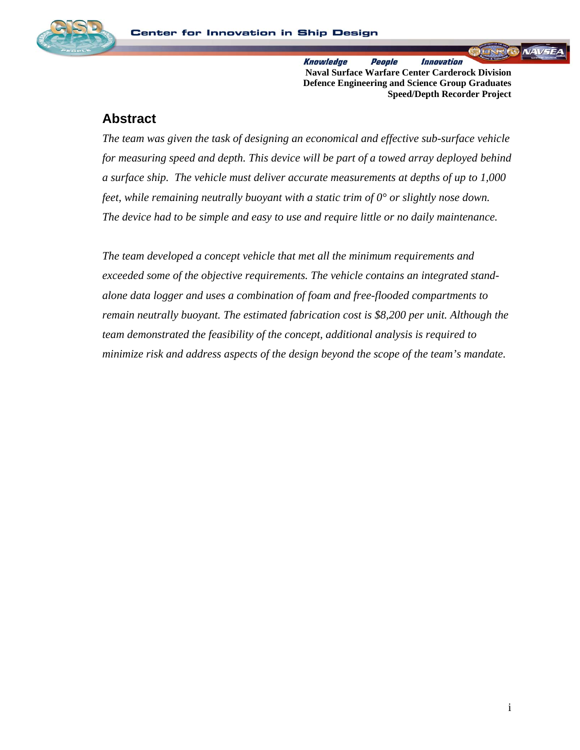## Abstract

*The team was given the task of designing an economical and effective sub-surface vehicle for measuring speed and depth. This device will be part of a towed array deployed behind a surface ship. The vehicle must deliver accurate measurements at depths of up to 1,000 feet, while remaining neutrally buoyant with a static trim of 0° or slightly nose down. The device had to be simple and easy to use and require little or no daily maintenance.*

*The team developed a concept vehicle that met all the minimum requirements and exceeded some of the objective requirements. The vehicle contains an integrated stand-alone data logger and uses a combination of foam and free-flooded compartments to remain neutrally buoyant. The estimated fabrication cost is $8,200 per unit. Although the team demonstrated the feasibility of the concept, additional analysis is required to minimize risk and address aspects of the design beyond the scope of the team's mandate.*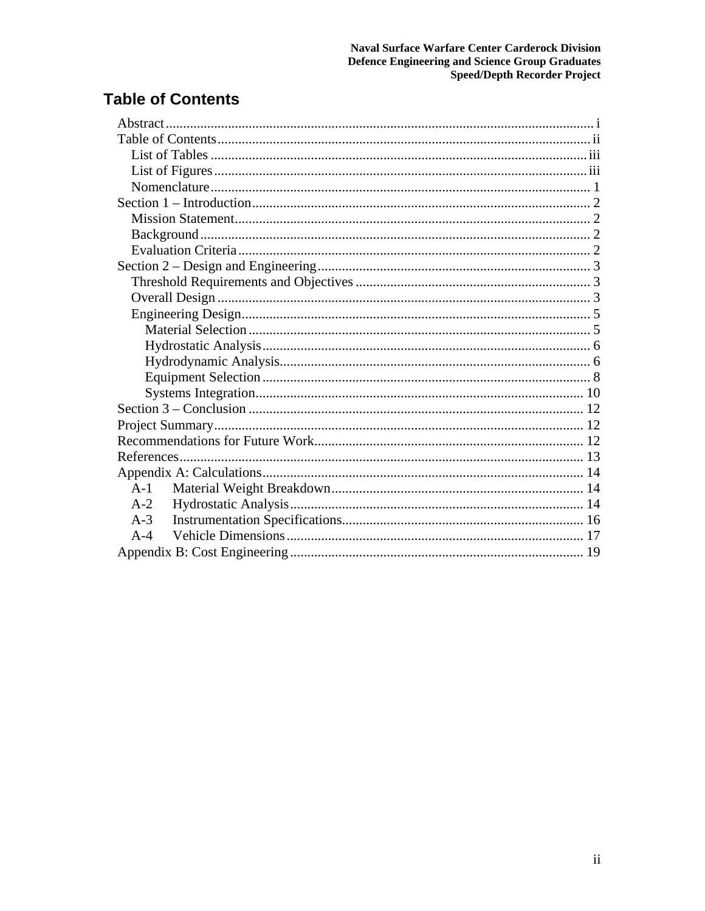## Table of Contents

- Abstract ..... i
- Table of Contents ..... ii
  - List of Tables ..... iii
  - List of Figures ..... iii
  - Nomenclature ..... 1
- Section 1 – Introduction ..... 2
  - Mission Statement ..... 2
  - Background ..... 2
  - Evaluation Criteria ..... 2
- Section 2 – Design and Engineering ..... 3
  - Threshold Requirements and Objectives ..... 3
  - Overall Design ..... 3
  - Engineering Design ..... 5
    - Material Selection ..... 5
    - Hydrostatic Analysis ..... 6
    - Hydrodynamic Analysis ..... 6
    - Equipment Selection ..... 8
    - Systems Integration ..... 10
- Section 3 – Conclusion ..... 12
- Project Summary ..... 12
- Recommendations for Future Work ..... 12
- References ..... 13
- Appendix A: Calculations ..... 14
  - A-1 Material Weight Breakdown ..... 14
  - A-2 Hydrostatic Analysis ..... 14
  - A-3 Instrumentation Specifications ..... 16
  - A-4 Vehicle Dimensions ..... 17
- Appendix B: Cost Engineering ..... 19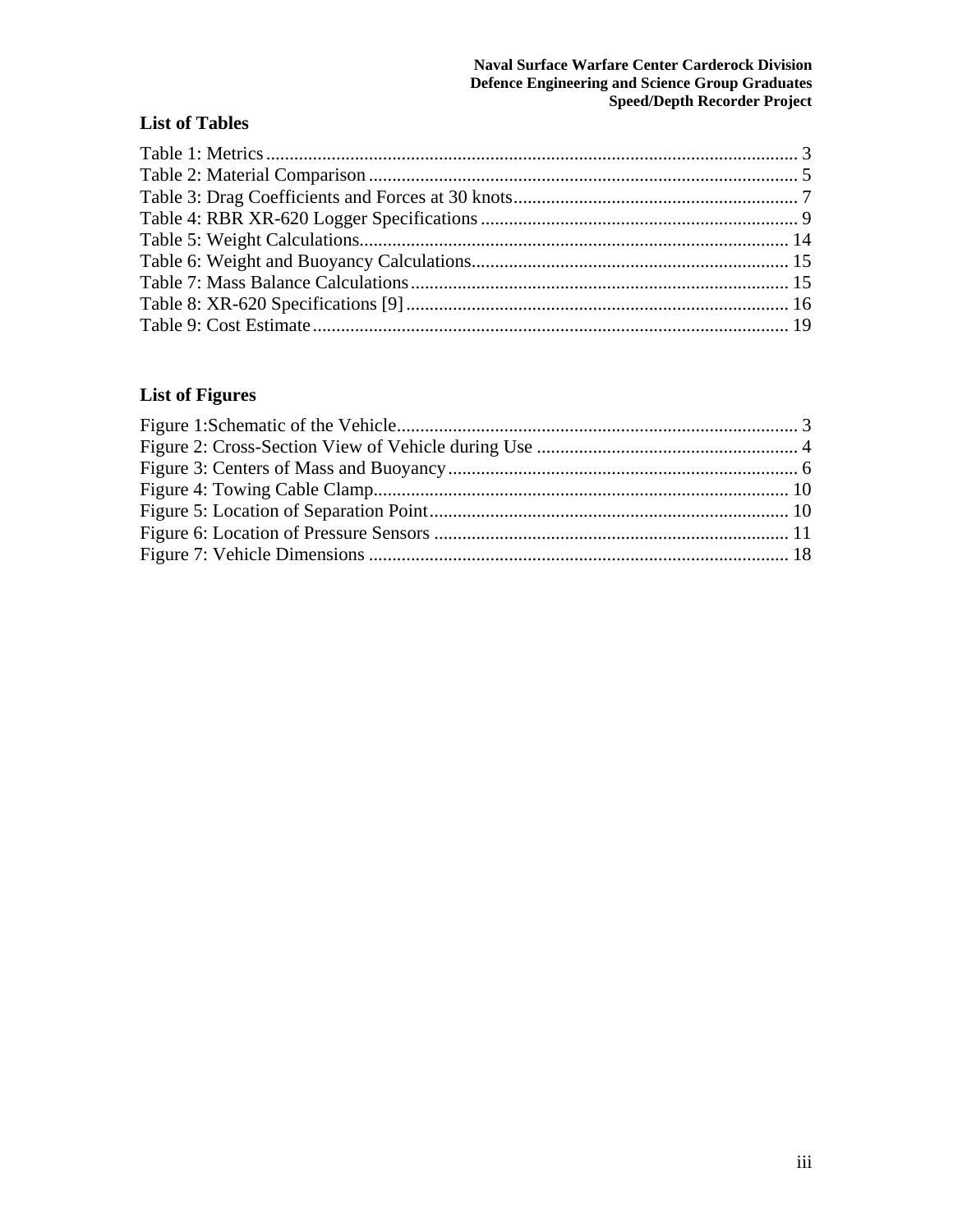## List of Tables

Table 1: Metrics ... 3
Table 2: Material Comparison ... 5
Table 3: Drag Coefficients and Forces at 30 knots ... 7
Table 4: RBR XR-620 Logger Specifications ... 9
Table 5: Weight Calculations ... 14
Table 6: Weight and Buoyancy Calculations ... 15
Table 7: Mass Balance Calculations ... 15
Table 8: XR-620 Specifications [9] ... 16
Table 9: Cost Estimate ... 19

## List of Figures

Figure 1:Schematic of the Vehicle ... 3
Figure 2: Cross-Section View of Vehicle during Use ... 4
Figure 3: Centers of Mass and Buoyancy ... 6
Figure 4: Towing Cable Clamp ... 10
Figure 5: Location of Separation Point ... 10
Figure 6: Location of Pressure Sensors ... 11
Figure 7: Vehicle Dimensions ... 18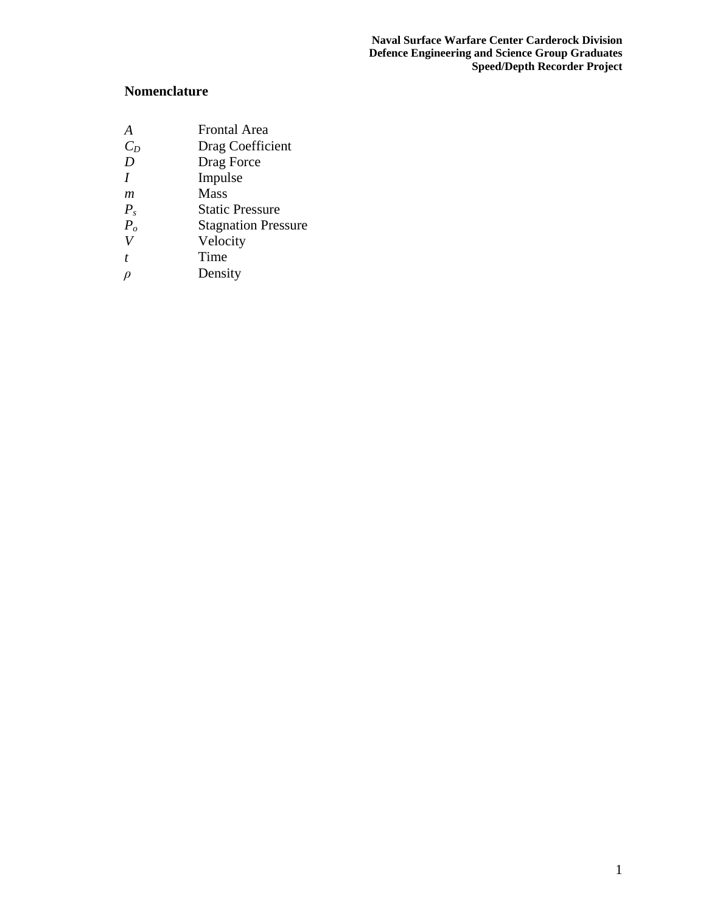## Nomenclature

| | |
|---|---|
| $A$ | Frontal Area |
| $C_D$ | Drag Coefficient |
| $D$ | Drag Force |
| $I$ | Impulse |
| $m$ | Mass |
| $P_s$ | Static Pressure |
| $P_o$ | Stagnation Pressure |
| $V$ | Velocity |
| $t$ | Time |
| $\rho$ | Density |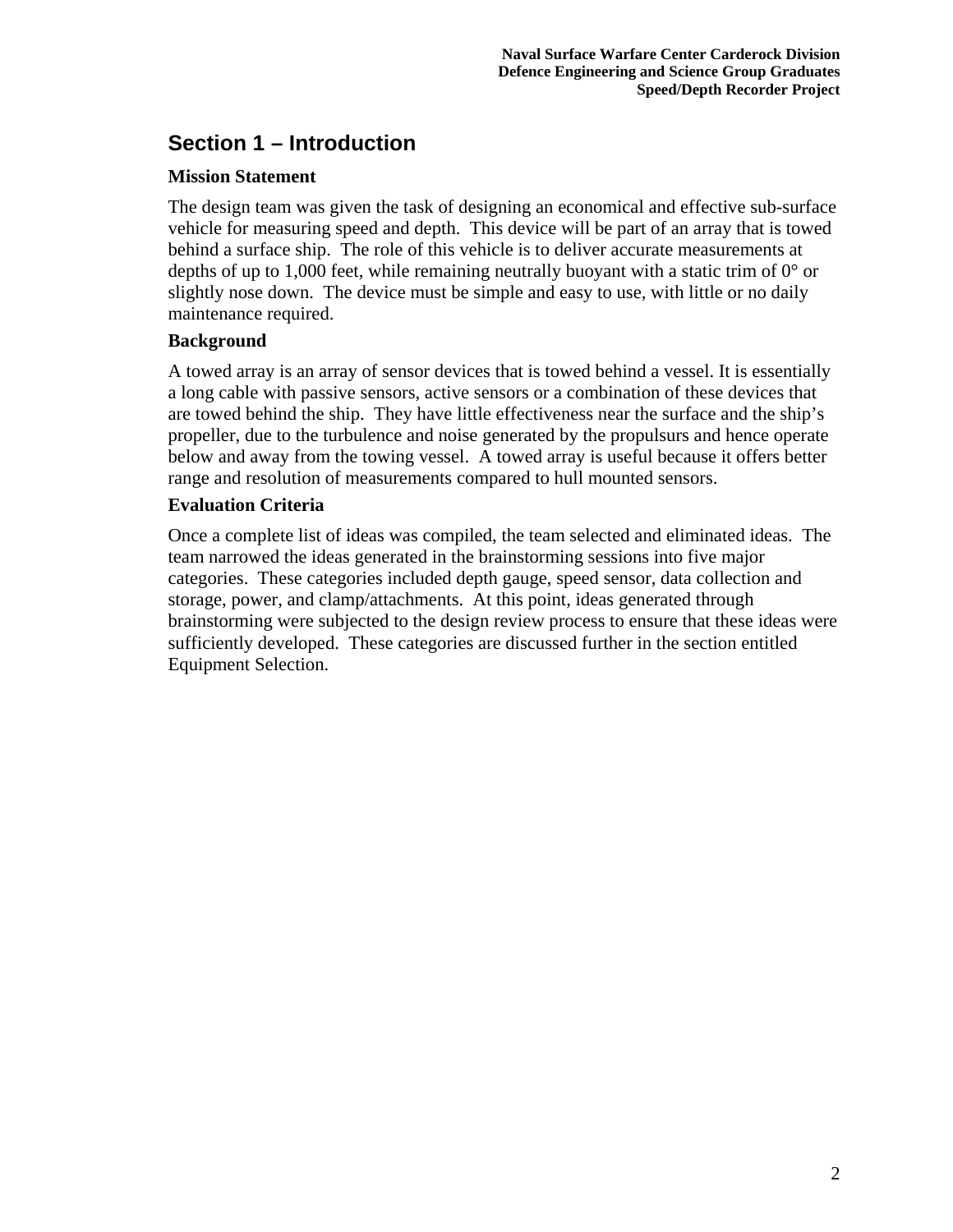## Section 1 – Introduction

### Mission Statement

The design team was given the task of designing an economical and effective sub-surface vehicle for measuring speed and depth. This device will be part of an array that is towed behind a surface ship. The role of this vehicle is to deliver accurate measurements at depths of up to 1,000 feet, while remaining neutrally buoyant with a static trim of 0° or slightly nose down. The device must be simple and easy to use, with little or no daily maintenance required.

### Background

A towed array is an array of sensor devices that is towed behind a vessel. It is essentially a long cable with passive sensors, active sensors or a combination of these devices that are towed behind the ship. They have little effectiveness near the surface and the ship's propeller, due to the turbulence and noise generated by the propulsurs and hence operate below and away from the towing vessel. A towed array is useful because it offers better range and resolution of measurements compared to hull mounted sensors.

### Evaluation Criteria

Once a complete list of ideas was compiled, the team selected and eliminated ideas. The team narrowed the ideas generated in the brainstorming sessions into five major categories. These categories included depth gauge, speed sensor, data collection and storage, power, and clamp/attachments. At this point, ideas generated through brainstorming were subjected to the design review process to ensure that these ideas were sufficiently developed. These categories are discussed further in the section entitled Equipment Selection.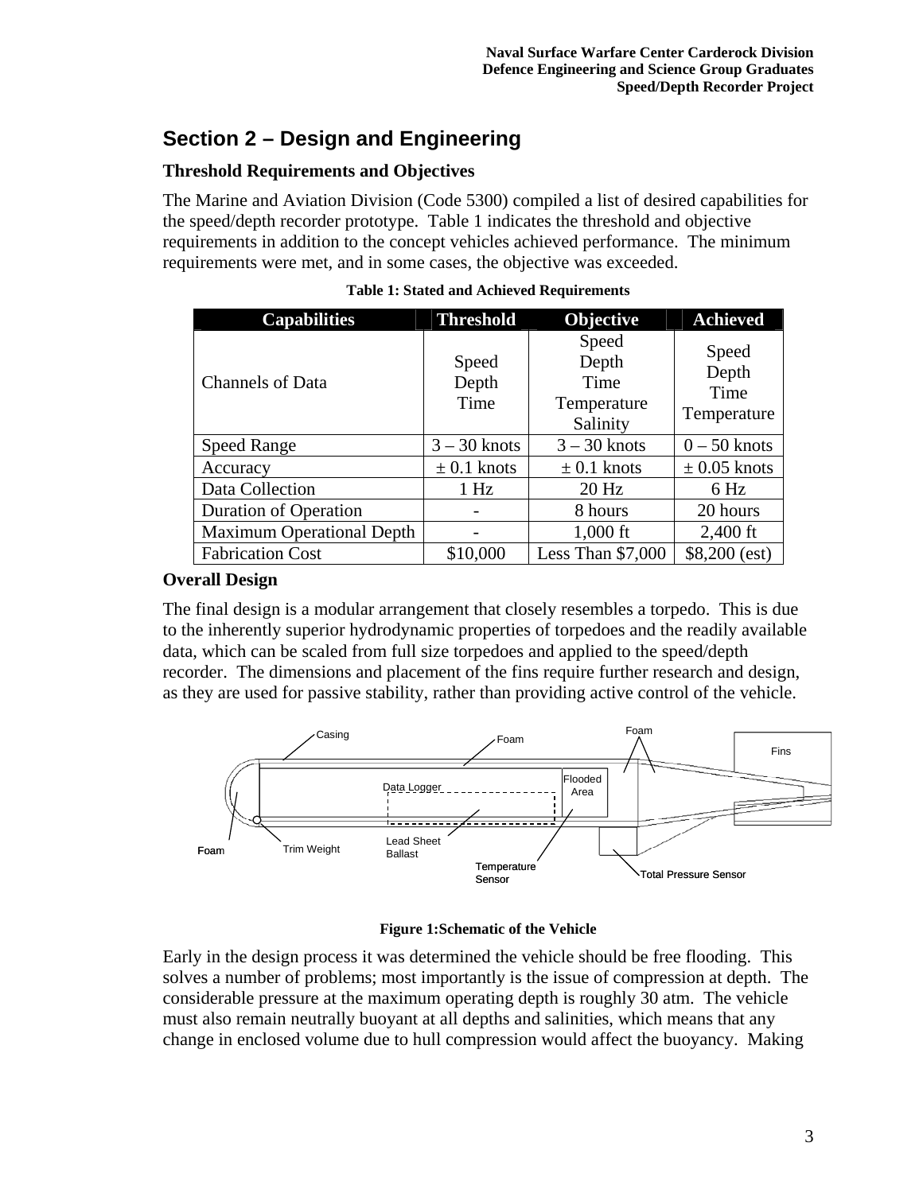## Section 2 – Design and Engineering

### Threshold Requirements and Objectives

The Marine and Aviation Division (Code 5300) compiled a list of desired capabilities for the speed/depth recorder prototype. Table 1 indicates the threshold and objective requirements in addition to the concept vehicles achieved performance. The minimum requirements were met, and in some cases, the objective was exceeded.

**Table 1: Stated and Achieved Requirements**

| Capabilities | Threshold | Objective | Achieved |
|---|---|---|---|
| Channels of Data | Speed Depth Time | Speed Depth Time Temperature Salinity | Speed Depth Time Temperature |
| Speed Range | 3 – 30 knots | 3 – 30 knots | 0 – 50 knots |
| Accuracy | ± 0.1 knots | ± 0.1 knots | ± 0.05 knots |
| Data Collection | 1 Hz | 20 Hz | 6 Hz |
| Duration of Operation | - | 8 hours | 20 hours |
| Maximum Operational Depth | - | 1,000 ft | 2,400 ft |
| Fabrication Cost | $10,000 | Less Than $7,000 | $8,200 (est) |

### Overall Design

The final design is a modular arrangement that closely resembles a torpedo. This is due to the inherently superior hydrodynamic properties of torpedoes and the readily available data, which can be scaled from full size torpedoes and applied to the speed/depth recorder. The dimensions and placement of the fins require further research and design, as they are used for passive stability, rather than providing active control of the vehicle.

Casing, Foam, Foam, Fins, Data Logger, Flooded Area, Foam, Trim Weight, Lead Sheet Ballast, Temperature Sensor, Total Pressure Sensor

**Figure 1:Schematic of the Vehicle**

Early in the design process it was determined the vehicle should be free flooding. This solves a number of problems; most importantly is the issue of compression at depth. The considerable pressure at the maximum operating depth is roughly 30 atm. The vehicle must also remain neutrally buoyant at all depths and salinities, which means that any change in enclosed volume due to hull compression would affect the buoyancy. Making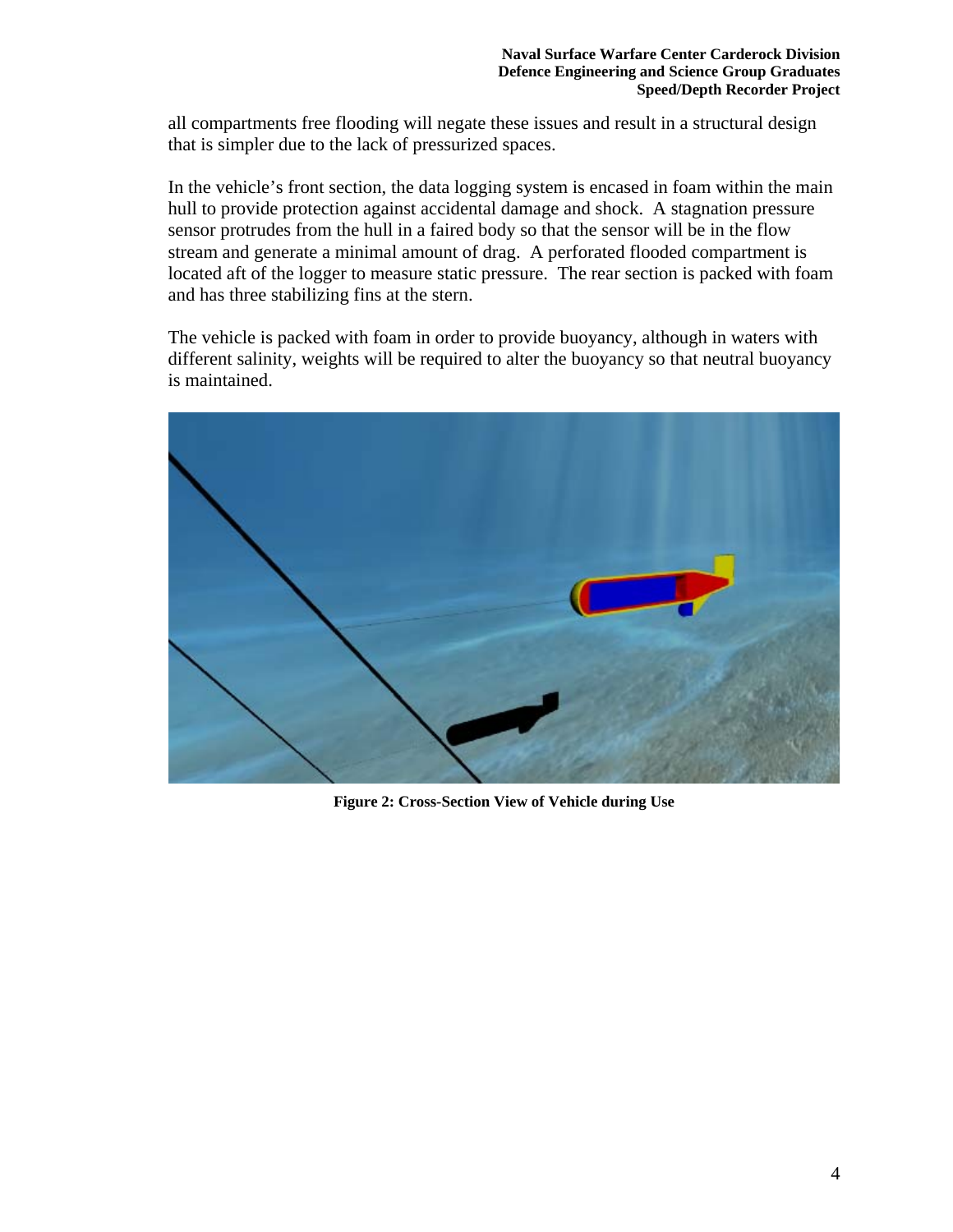all compartments free flooding will negate these issues and result in a structural design that is simpler due to the lack of pressurized spaces.

In the vehicle's front section, the data logging system is encased in foam within the main hull to provide protection against accidental damage and shock. A stagnation pressure sensor protrudes from the hull in a faired body so that the sensor will be in the flow stream and generate a minimal amount of drag. A perforated flooded compartment is located aft of the logger to measure static pressure. The rear section is packed with foam and has three stabilizing fins at the stern.

The vehicle is packed with foam in order to provide buoyancy, although in waters with different salinity, weights will be required to alter the buoyancy so that neutral buoyancy is maintained.

**Figure 2: Cross-Section View of Vehicle during Use**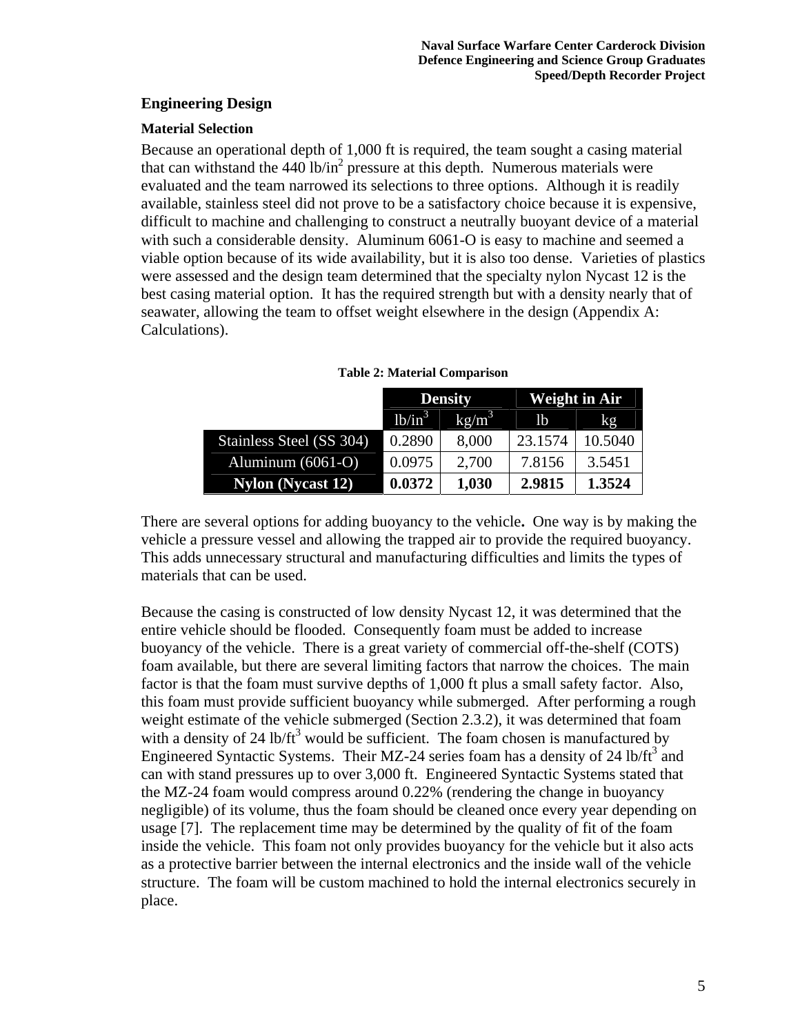## Engineering Design

### Material Selection

Because an operational depth of 1,000 ft is required, the team sought a casing material that can withstand the 440 lb/in$^2$ pressure at this depth. Numerous materials were evaluated and the team narrowed its selections to three options. Although it is readily available, stainless steel did not prove to be a satisfactory choice because it is expensive, difficult to machine and challenging to construct a neutrally buoyant device of a material with such a considerable density. Aluminum 6061-O is easy to machine and seemed a viable option because of its wide availability, but it is also too dense. Varieties of plastics were assessed and the design team determined that the specialty nylon Nycast 12 is the best casing material option. It has the required strength but with a density nearly that of seawater, allowing the team to offset weight elsewhere in the design (Appendix A: Calculations).

**Table 2: Material Comparison**

| | Density | | Weight in Air | |
|---|---|---|---|---|
| | lb/in$^3$ | kg/m$^3$ | lb | kg |
| Stainless Steel (SS 304) | 0.2890 | 8,000 | 23.1574 | 10.5040 |
| Aluminum (6061-O) | 0.0975 | 2,700 | 7.8156 | 3.5451 |
| **Nylon (Nycast 12)** | **0.0372** | **1,030** | **2.9815** | **1.3524** |

There are several options for adding buoyancy to the vehicle**.** One way is by making the vehicle a pressure vessel and allowing the trapped air to provide the required buoyancy. This adds unnecessary structural and manufacturing difficulties and limits the types of materials that can be used.

Because the casing is constructed of low density Nycast 12, it was determined that the entire vehicle should be flooded. Consequently foam must be added to increase buoyancy of the vehicle. There is a great variety of commercial off-the-shelf (COTS) foam available, but there are several limiting factors that narrow the choices. The main factor is that the foam must survive depths of 1,000 ft plus a small safety factor. Also, this foam must provide sufficient buoyancy while submerged. After performing a rough weight estimate of the vehicle submerged (Section 2.3.2), it was determined that foam with a density of 24 lb/ft$^3$ would be sufficient. The foam chosen is manufactured by Engineered Syntactic Systems. Their MZ-24 series foam has a density of 24 lb/ft$^3$ and can with stand pressures up to over 3,000 ft. Engineered Syntactic Systems stated that the MZ-24 foam would compress around 0.22% (rendering the change in buoyancy negligible) of its volume, thus the foam should be cleaned once every year depending on usage [7]. The replacement time may be determined by the quality of fit of the foam inside the vehicle. This foam not only provides buoyancy for the vehicle but it also acts as a protective barrier between the internal electronics and the inside wall of the vehicle structure. The foam will be custom machined to hold the internal electronics securely in place.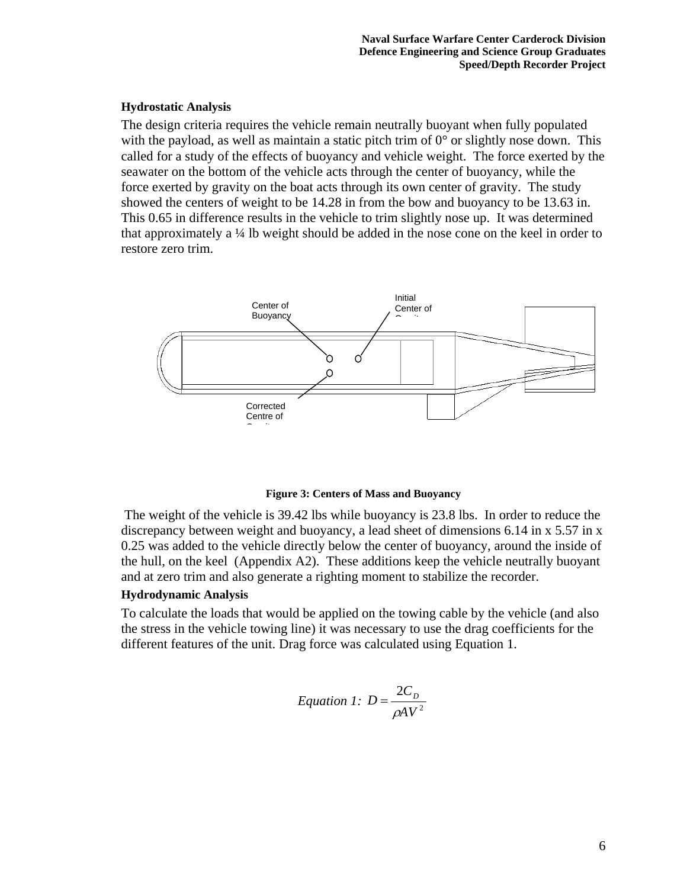**Hydrostatic Analysis**

The design criteria requires the vehicle remain neutrally buoyant when fully populated with the payload, as well as maintain a static pitch trim of 0° or slightly nose down. This called for a study of the effects of buoyancy and vehicle weight. The force exerted by the seawater on the bottom of the vehicle acts through the center of buoyancy, while the force exerted by gravity on the boat acts through its own center of gravity. The study showed the centers of weight to be 14.28 in from the bow and buoyancy to be 13.63 in. This 0.65 in difference results in the vehicle to trim slightly nose up. It was determined that approximately a ¼ lb weight should be added in the nose cone on the keel in order to restore zero trim.

Center of Buoyancy

Initial Center of Gravity

Corrected Centre of Gravity

**Figure 3: Centers of Mass and Buoyancy**

The weight of the vehicle is 39.42 lbs while buoyancy is 23.8 lbs. In order to reduce the discrepancy between weight and buoyancy, a lead sheet of dimensions 6.14 in x 5.57 in x 0.25 was added to the vehicle directly below the center of buoyancy, around the inside of the hull, on the keel (Appendix A2). These additions keep the vehicle neutrally buoyant and at zero trim and also generate a righting moment to stabilize the recorder.

**Hydrodynamic Analysis**

To calculate the loads that would be applied on the towing cable by the vehicle (and also the stress in the vehicle towing line) it was necessary to use the drag coefficients for the different features of the unit. Drag force was calculated using Equation 1.

$$\textit{Equation 1: } D = \frac{2C_D}{\rho A V^2}$$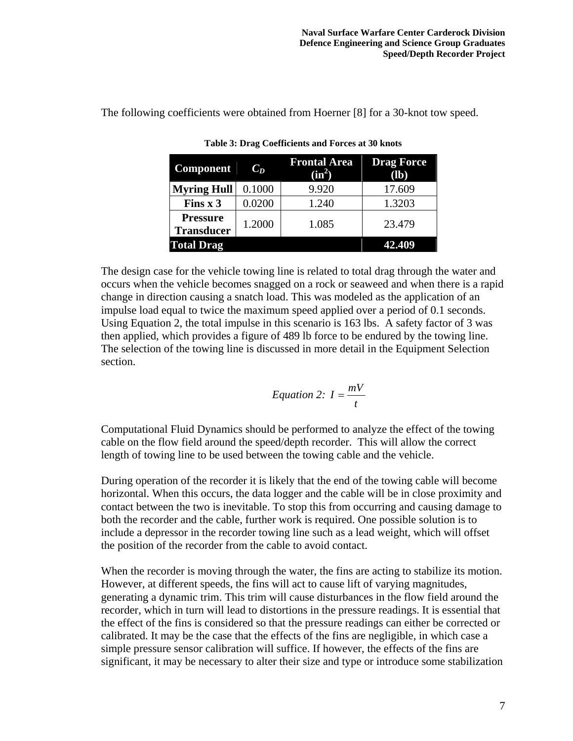The following coefficients were obtained from Hoerner [8] for a 30-knot tow speed.

**Table 3: Drag Coefficients and Forces at 30 knots**

| Component | $C_D$ | Frontal Area ($in^2$) | Drag Force (lb) |
|---|---|---|---|
| **Myring Hull** | 0.1000 | 9.920 | 17.609 |
| **Fins x 3** | 0.0200 | 1.240 | 1.3203 |
| **Pressure Transducer** | 1.2000 | 1.085 | 23.479 |
| **Total Drag** | | | **42.409** |

The design case for the vehicle towing line is related to total drag through the water and occurs when the vehicle becomes snagged on a rock or seaweed and when there is a rapid change in direction causing a snatch load. This was modeled as the application of an impulse load equal to twice the maximum speed applied over a period of 0.1 seconds. Using Equation 2, the total impulse in this scenario is 163 lbs. A safety factor of 3 was then applied, which provides a figure of 489 lb force to be endured by the towing line. The selection of the towing line is discussed in more detail in the Equipment Selection section.

$$\textit{Equation 2: } I = \frac{mV}{t}$$

Computational Fluid Dynamics should be performed to analyze the effect of the towing cable on the flow field around the speed/depth recorder. This will allow the correct length of towing line to be used between the towing cable and the vehicle.

During operation of the recorder it is likely that the end of the towing cable will become horizontal. When this occurs, the data logger and the cable will be in close proximity and contact between the two is inevitable. To stop this from occurring and causing damage to both the recorder and the cable, further work is required. One possible solution is to include a depressor in the recorder towing line such as a lead weight, which will offset the position of the recorder from the cable to avoid contact.

When the recorder is moving through the water, the fins are acting to stabilize its motion. However, at different speeds, the fins will act to cause lift of varying magnitudes, generating a dynamic trim. This trim will cause disturbances in the flow field around the recorder, which in turn will lead to distortions in the pressure readings. It is essential that the effect of the fins is considered so that the pressure readings can either be corrected or calibrated. It may be the case that the effects of the fins are negligible, in which case a simple pressure sensor calibration will suffice. If however, the effects of the fins are significant, it may be necessary to alter their size and type or introduce some stabilization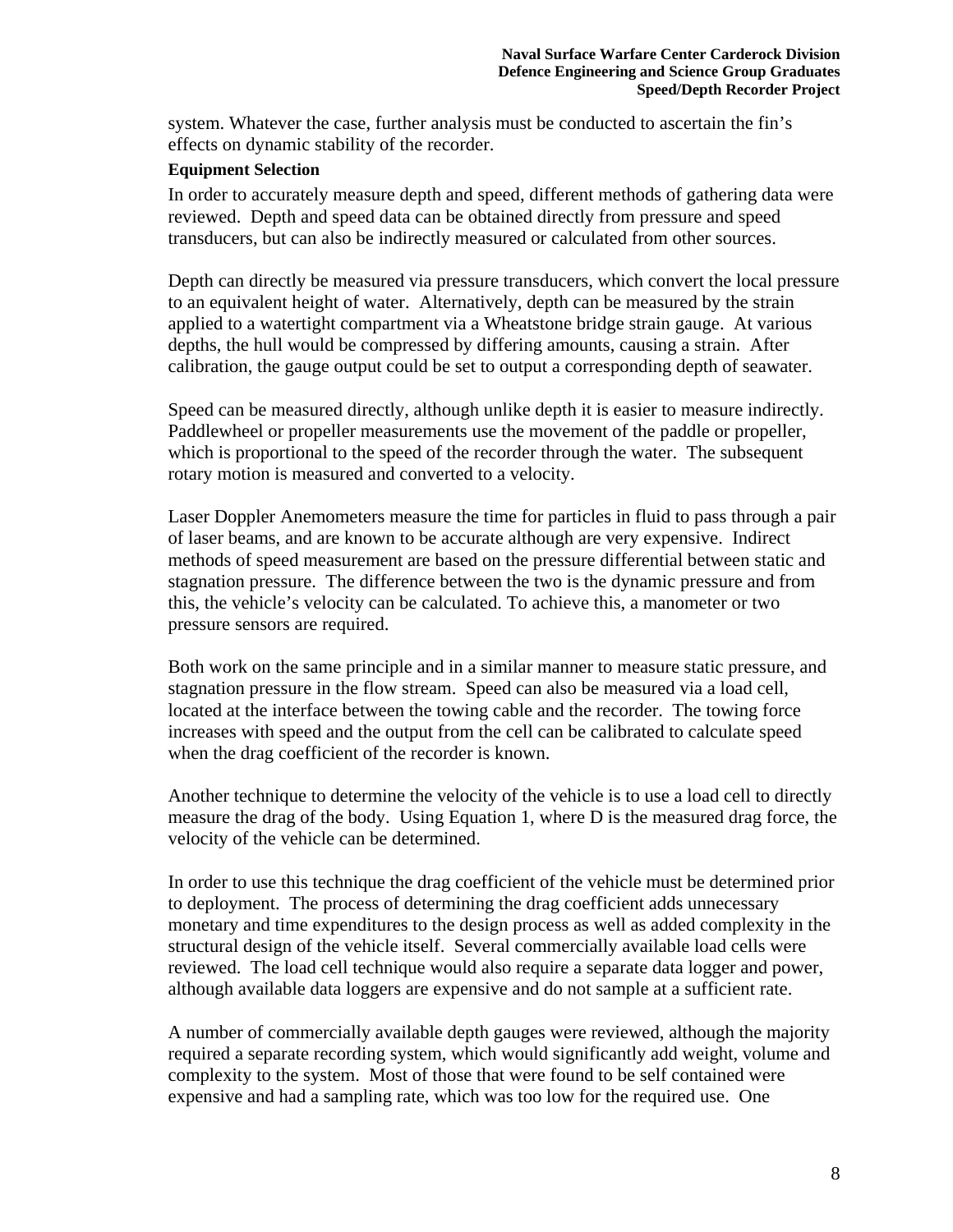system. Whatever the case, further analysis must be conducted to ascertain the fin's effects on dynamic stability of the recorder.

**Equipment Selection**

In order to accurately measure depth and speed, different methods of gathering data were reviewed. Depth and speed data can be obtained directly from pressure and speed transducers, but can also be indirectly measured or calculated from other sources.

Depth can directly be measured via pressure transducers, which convert the local pressure to an equivalent height of water. Alternatively, depth can be measured by the strain applied to a watertight compartment via a Wheatstone bridge strain gauge. At various depths, the hull would be compressed by differing amounts, causing a strain. After calibration, the gauge output could be set to output a corresponding depth of seawater.

Speed can be measured directly, although unlike depth it is easier to measure indirectly. Paddlewheel or propeller measurements use the movement of the paddle or propeller, which is proportional to the speed of the recorder through the water. The subsequent rotary motion is measured and converted to a velocity.

Laser Doppler Anemometers measure the time for particles in fluid to pass through a pair of laser beams, and are known to be accurate although are very expensive. Indirect methods of speed measurement are based on the pressure differential between static and stagnation pressure. The difference between the two is the dynamic pressure and from this, the vehicle's velocity can be calculated. To achieve this, a manometer or two pressure sensors are required.

Both work on the same principle and in a similar manner to measure static pressure, and stagnation pressure in the flow stream. Speed can also be measured via a load cell, located at the interface between the towing cable and the recorder. The towing force increases with speed and the output from the cell can be calibrated to calculate speed when the drag coefficient of the recorder is known.

Another technique to determine the velocity of the vehicle is to use a load cell to directly measure the drag of the body. Using Equation 1, where D is the measured drag force, the velocity of the vehicle can be determined.

In order to use this technique the drag coefficient of the vehicle must be determined prior to deployment. The process of determining the drag coefficient adds unnecessary monetary and time expenditures to the design process as well as added complexity in the structural design of the vehicle itself. Several commercially available load cells were reviewed. The load cell technique would also require a separate data logger and power, although available data loggers are expensive and do not sample at a sufficient rate.

A number of commercially available depth gauges were reviewed, although the majority required a separate recording system, which would significantly add weight, volume and complexity to the system. Most of those that were found to be self contained were expensive and had a sampling rate, which was too low for the required use. One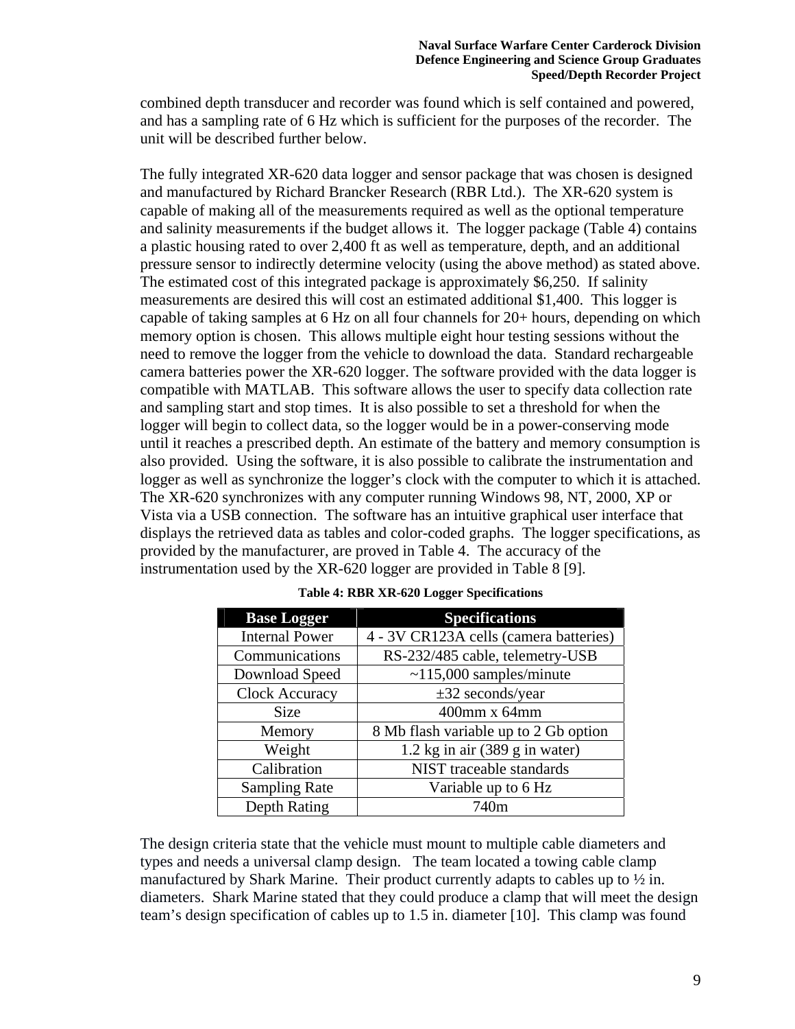combined depth transducer and recorder was found which is self contained and powered, and has a sampling rate of 6 Hz which is sufficient for the purposes of the recorder. The unit will be described further below.

The fully integrated XR-620 data logger and sensor package that was chosen is designed and manufactured by Richard Brancker Research (RBR Ltd.). The XR-620 system is capable of making all of the measurements required as well as the optional temperature and salinity measurements if the budget allows it. The logger package (Table 4) contains a plastic housing rated to over 2,400 ft as well as temperature, depth, and an additional pressure sensor to indirectly determine velocity (using the above method) as stated above. The estimated cost of this integrated package is approximately $6,250. If salinity measurements are desired this will cost an estimated additional $1,400. This logger is capable of taking samples at 6 Hz on all four channels for 20+ hours, depending on which memory option is chosen. This allows multiple eight hour testing sessions without the need to remove the logger from the vehicle to download the data. Standard rechargeable camera batteries power the XR-620 logger. The software provided with the data logger is compatible with MATLAB. This software allows the user to specify data collection rate and sampling start and stop times. It is also possible to set a threshold for when the logger will begin to collect data, so the logger would be in a power-conserving mode until it reaches a prescribed depth. An estimate of the battery and memory consumption is also provided. Using the software, it is also possible to calibrate the instrumentation and logger as well as synchronize the logger's clock with the computer to which it is attached. The XR-620 synchronizes with any computer running Windows 98, NT, 2000, XP or Vista via a USB connection. The software has an intuitive graphical user interface that displays the retrieved data as tables and color-coded graphs. The logger specifications, as provided by the manufacturer, are proved in Table 4. The accuracy of the instrumentation used by the XR-620 logger are provided in Table 8 [9].

**Table 4: RBR XR-620 Logger Specifications**

| Base Logger | Specifications |
|---|---|
| Internal Power | 4 - 3V CR123A cells (camera batteries) |
| Communications | RS-232/485 cable, telemetry-USB |
| Download Speed | ~115,000 samples/minute |
| Clock Accuracy | ±32 seconds/year |
| Size | 400mm x 64mm |
| Memory | 8 Mb flash variable up to 2 Gb option |
| Weight | 1.2 kg in air (389 g in water) |
| Calibration | NIST traceable standards |
| Sampling Rate | Variable up to 6 Hz |
| Depth Rating | 740m |

The design criteria state that the vehicle must mount to multiple cable diameters and types and needs a universal clamp design. The team located a towing cable clamp manufactured by Shark Marine. Their product currently adapts to cables up to ½ in. diameters. Shark Marine stated that they could produce a clamp that will meet the design team's design specification of cables up to 1.5 in. diameter [10]. This clamp was found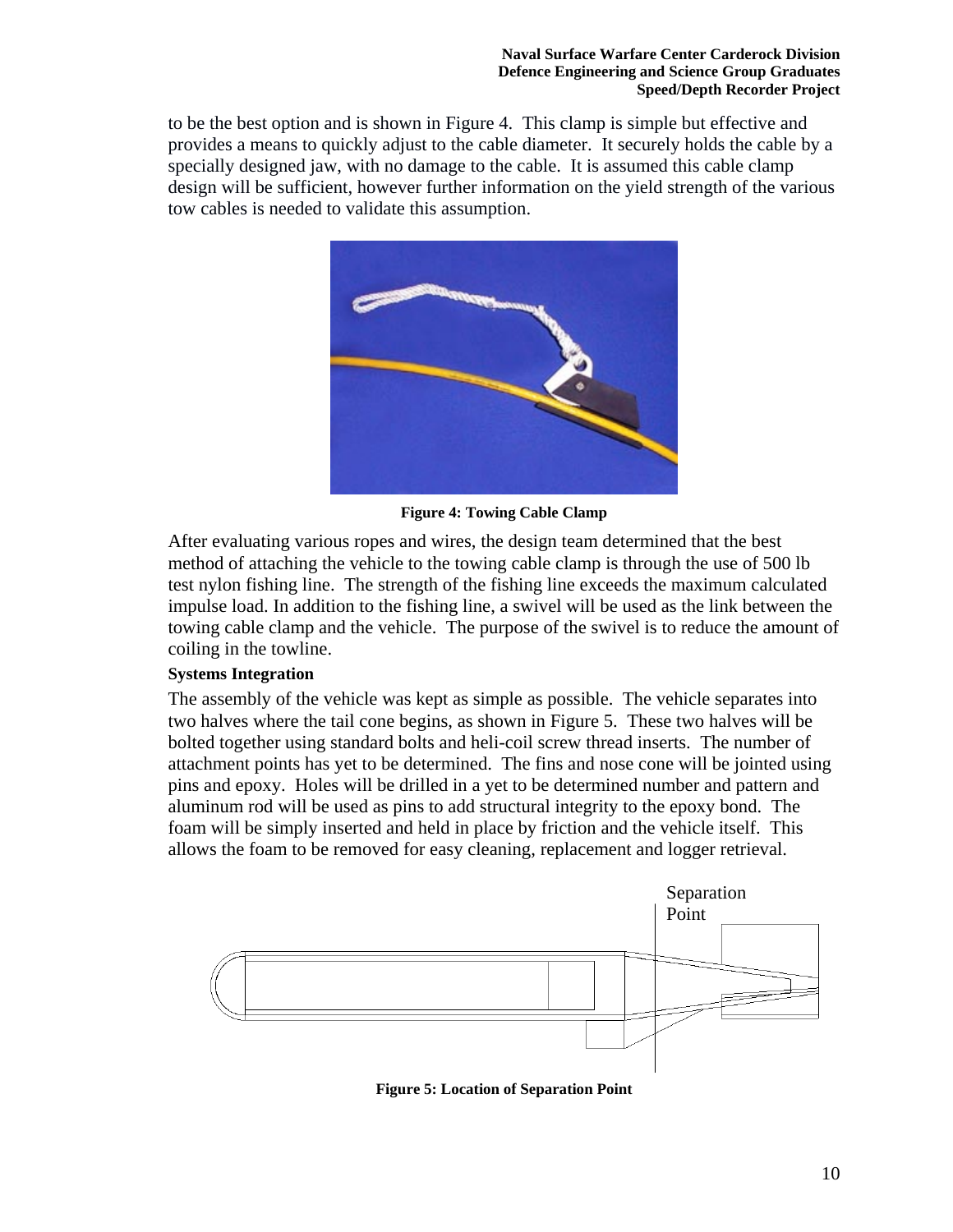to be the best option and is shown in Figure 4. This clamp is simple but effective and provides a means to quickly adjust to the cable diameter. It securely holds the cable by a specially designed jaw, with no damage to the cable. It is assumed this cable clamp design will be sufficient, however further information on the yield strength of the various tow cables is needed to validate this assumption.

**Figure 4: Towing Cable Clamp**

After evaluating various ropes and wires, the design team determined that the best method of attaching the vehicle to the towing cable clamp is through the use of 500 lb test nylon fishing line. The strength of the fishing line exceeds the maximum calculated impulse load. In addition to the fishing line, a swivel will be used as the link between the towing cable clamp and the vehicle. The purpose of the swivel is to reduce the amount of coiling in the towline.

**Systems Integration**

The assembly of the vehicle was kept as simple as possible. The vehicle separates into two halves where the tail cone begins, as shown in Figure 5. These two halves will be bolted together using standard bolts and heli-coil screw thread inserts. The number of attachment points has yet to be determined. The fins and nose cone will be jointed using pins and epoxy. Holes will be drilled in a yet to be determined number and pattern and aluminum rod will be used as pins to add structural integrity to the epoxy bond. The foam will be simply inserted and held in place by friction and the vehicle itself. This allows the foam to be removed for easy cleaning, replacement and logger retrieval.

Separation Point

**Figure 5: Location of Separation Point**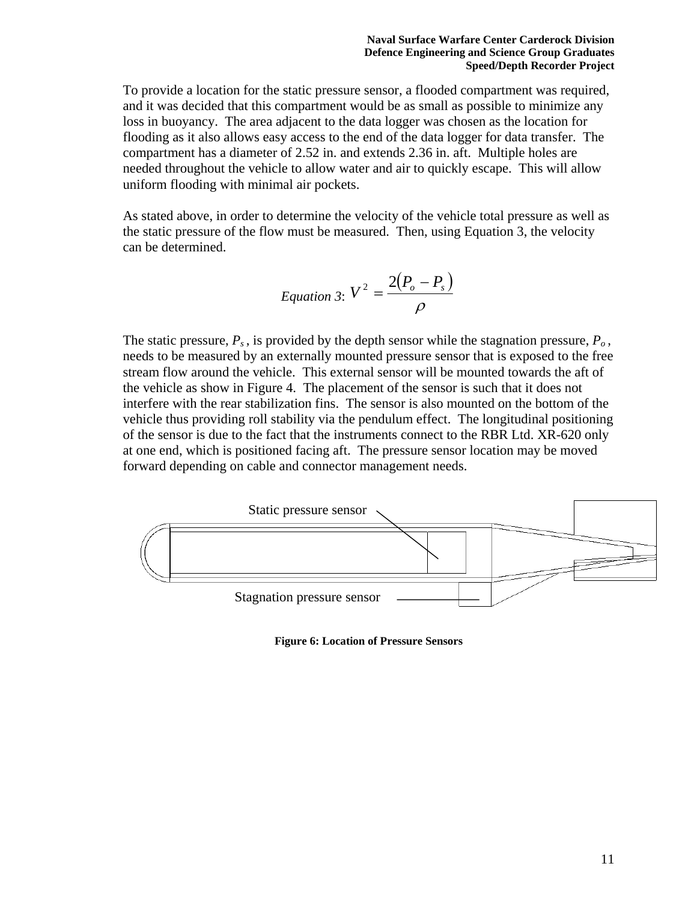To provide a location for the static pressure sensor, a flooded compartment was required, and it was decided that this compartment would be as small as possible to minimize any loss in buoyancy. The area adjacent to the data logger was chosen as the location for flooding as it also allows easy access to the end of the data logger for data transfer. The compartment has a diameter of 2.52 in. and extends 2.36 in. aft. Multiple holes are needed throughout the vehicle to allow water and air to quickly escape. This will allow uniform flooding with minimal air pockets.

As stated above, in order to determine the velocity of the vehicle total pressure as well as the static pressure of the flow must be measured. Then, using Equation 3, the velocity can be determined.

$$\textit{Equation 3}: V^2 = \frac{2(P_o - P_s)}{\rho}$$

The static pressure, $P_s$, is provided by the depth sensor while the stagnation pressure, $P_o$, needs to be measured by an externally mounted pressure sensor that is exposed to the free stream flow around the vehicle. This external sensor will be mounted towards the aft of the vehicle as show in Figure 4. The placement of the sensor is such that it does not interfere with the rear stabilization fins. The sensor is also mounted on the bottom of the vehicle thus providing roll stability via the pendulum effect. The longitudinal positioning of the sensor is due to the fact that the instruments connect to the RBR Ltd. XR-620 only at one end, which is positioned facing aft. The pressure sensor location may be moved forward depending on cable and connector management needs.

Static pressure sensor

Stagnation pressure sensor

**Figure 6: Location of Pressure Sensors**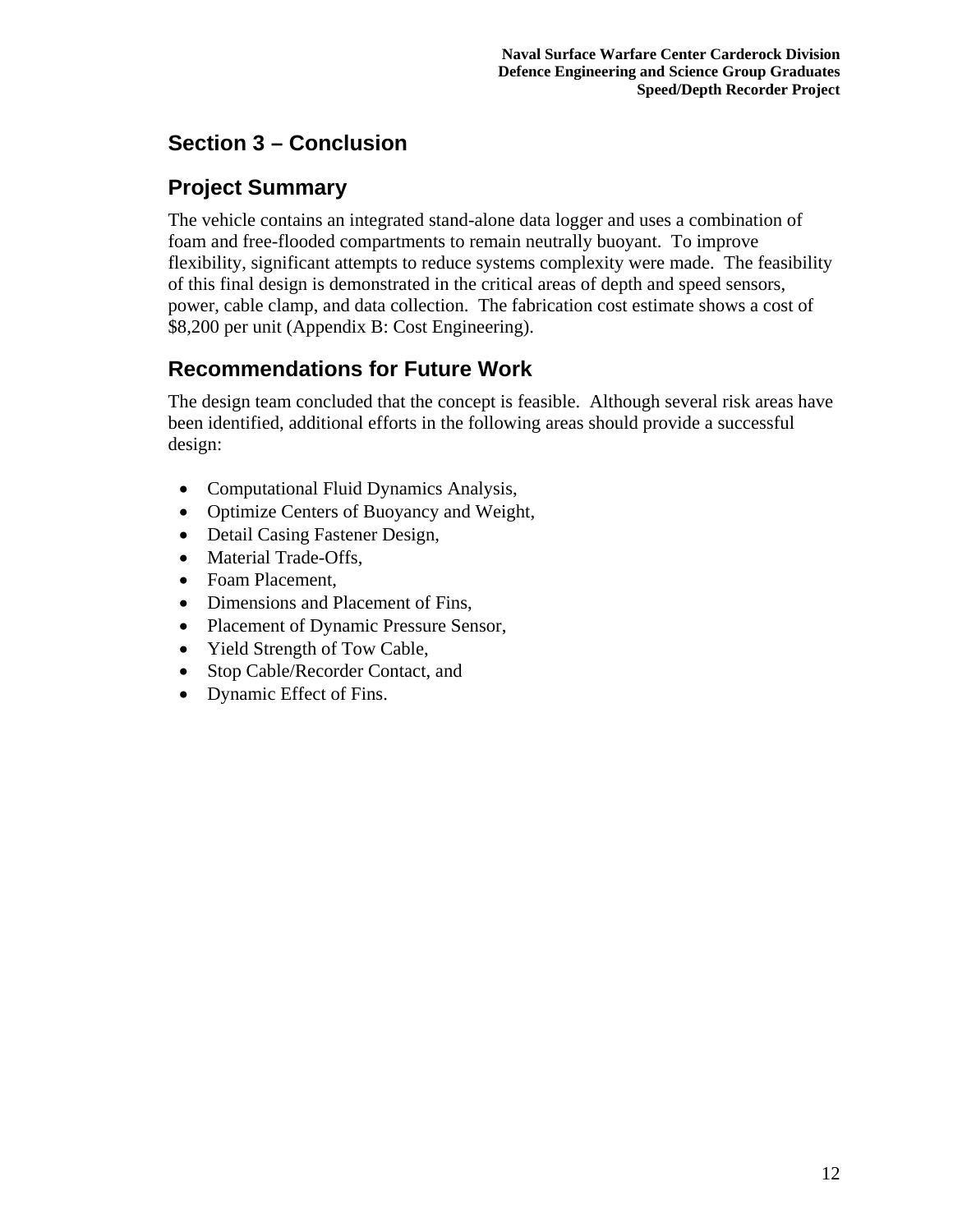## Section 3 – Conclusion

### Project Summary

The vehicle contains an integrated stand-alone data logger and uses a combination of foam and free-flooded compartments to remain neutrally buoyant. To improve flexibility, significant attempts to reduce systems complexity were made. The feasibility of this final design is demonstrated in the critical areas of depth and speed sensors, power, cable clamp, and data collection. The fabrication cost estimate shows a cost of $8,200 per unit (Appendix B: Cost Engineering).

### Recommendations for Future Work

The design team concluded that the concept is feasible. Although several risk areas have been identified, additional efforts in the following areas should provide a successful design:

- Computational Fluid Dynamics Analysis,
- Optimize Centers of Buoyancy and Weight,
- Detail Casing Fastener Design,
- Material Trade-Offs,
- Foam Placement,
- Dimensions and Placement of Fins,
- Placement of Dynamic Pressure Sensor,
- Yield Strength of Tow Cable,
- Stop Cable/Recorder Contact, and
- Dynamic Effect of Fins.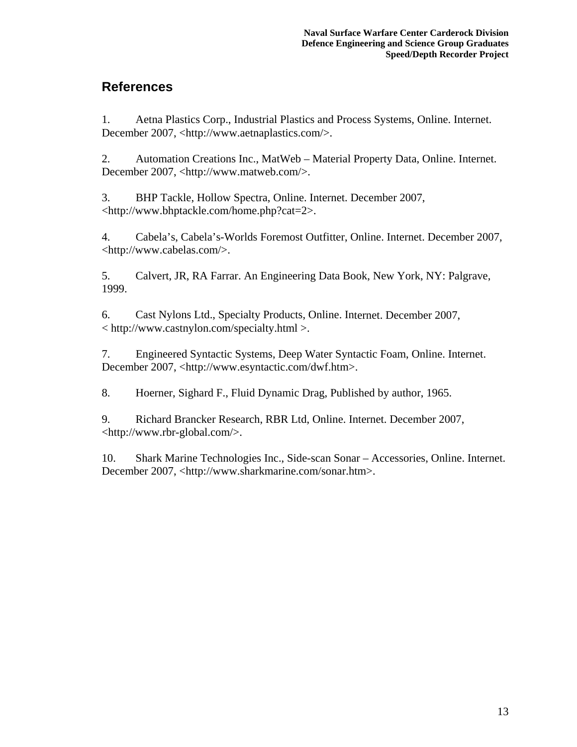## References

1. Aetna Plastics Corp., Industrial Plastics and Process Systems, Online. Internet. December 2007, <http://www.aetnaplastics.com/>.

2. Automation Creations Inc., MatWeb – Material Property Data, Online. Internet. December 2007, <http://www.matweb.com/>.

3. BHP Tackle, Hollow Spectra, Online. Internet. December 2007, <http://www.bhptackle.com/home.php?cat=2>.

4. Cabela's, Cabela's-Worlds Foremost Outfitter, Online. Internet. December 2007, <http://www.cabelas.com/>.

5. Calvert, JR, RA Farrar. An Engineering Data Book, New York, NY: Palgrave, 1999.

6. Cast Nylons Ltd., Specialty Products, Online. Internet. December 2007, < http://www.castnylon.com/specialty.html >.

7. Engineered Syntactic Systems, Deep Water Syntactic Foam, Online. Internet. December 2007, <http://www.esyntactic.com/dwf.htm>.

8. Hoerner, Sighard F., Fluid Dynamic Drag, Published by author, 1965.

9. Richard Brancker Research, RBR Ltd, Online. Internet. December 2007, <http://www.rbr-global.com/>.

10. Shark Marine Technologies Inc., Side-scan Sonar – Accessories, Online. Internet. December 2007, <http://www.sharkmarine.com/sonar.htm>.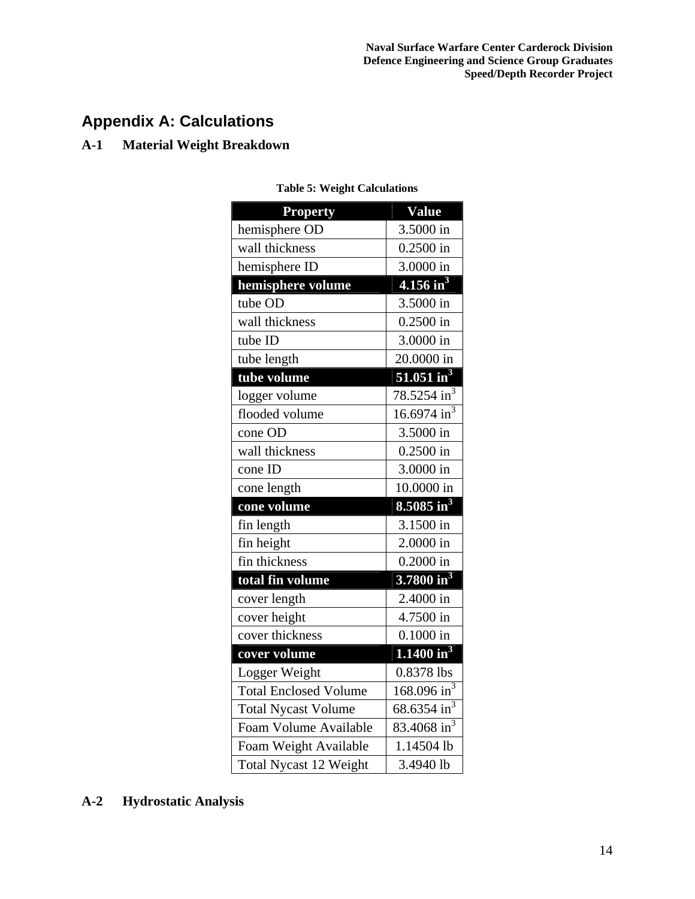# Appendix A: Calculations

## A-1 Material Weight Breakdown

**Table 5: Weight Calculations**

| Property | Value |
|---|---|
| hemisphere OD | 3.5000 in |
| wall thickness | 0.2500 in |
| hemisphere ID | 3.0000 in |
| **hemisphere volume** | **4.156 in$^3$** |
| tube OD | 3.5000 in |
| wall thickness | 0.2500 in |
| tube ID | 3.0000 in |
| tube length | 20.0000 in |
| **tube volume** | **51.051 in$^3$** |
| logger volume | 78.5254 in$^3$ |
| flooded volume | 16.6974 in$^3$ |
| cone OD | 3.5000 in |
| wall thickness | 0.2500 in |
| cone ID | 3.0000 in |
| cone length | 10.0000 in |
| **cone volume** | **8.5085 in$^3$** |
| fin length | 3.1500 in |
| fin height | 2.0000 in |
| fin thickness | 0.2000 in |
| **total fin volume** | **3.7800 in$^3$** |
| cover length | 2.4000 in |
| cover height | 4.7500 in |
| cover thickness | 0.1000 in |
| **cover volume** | **1.1400 in$^3$** |
| Logger Weight | 0.8378 lbs |
| Total Enclosed Volume | 168.096 in$^3$ |
| Total Nycast Volume | 68.6354 in$^3$ |
| Foam Volume Available | 83.4068 in$^3$ |
| Foam Weight Available | 1.14504 lb |
| Total Nycast 12 Weight | 3.4940 lb |

## A-2 Hydrostatic Analysis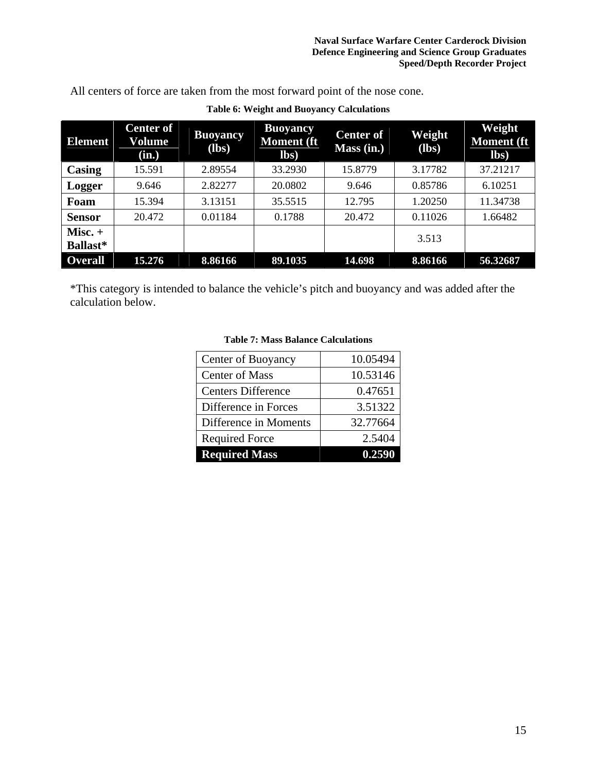All centers of force are taken from the most forward point of the nose cone.

**Table 6: Weight and Buoyancy Calculations**

| Element | Center of Volume (in.) | Buoyancy (lbs) | Buoyancy Moment (ft lbs) | Center of Mass (in.) | Weight (lbs) | Weight Moment (ft lbs) |
|---|---|---|---|---|---|---|
| **Casing** | 15.591 | 2.89554 | 33.2930 | 15.8779 | 3.17782 | 37.21217 |
| **Logger** | 9.646 | 2.82277 | 20.0802 | 9.646 | 0.85786 | 6.10251 |
| **Foam** | 15.394 | 3.13151 | 35.5515 | 12.795 | 1.20250 | 11.34738 |
| **Sensor** | 20.472 | 0.01184 | 0.1788 | 20.472 | 0.11026 | 1.66482 |
| **Misc. + Ballast*** | | | | | 3.513 | |
| **Overall** | **15.276** | **8.86166** | **89.1035** | **14.698** | **8.86166** | **56.32687** |

*This category is intended to balance the vehicle's pitch and buoyancy and was added after the calculation below.

**Table 7: Mass Balance Calculations**

| | |
|---|---:|
| Center of Buoyancy | 10.05494 |
| Center of Mass | 10.53146 |
| Centers Difference | 0.47651 |
| Difference in Forces | 3.51322 |
| Difference in Moments | 32.77664 |
| Required Force | 2.5404 |
| **Required Mass** | **0.2590** |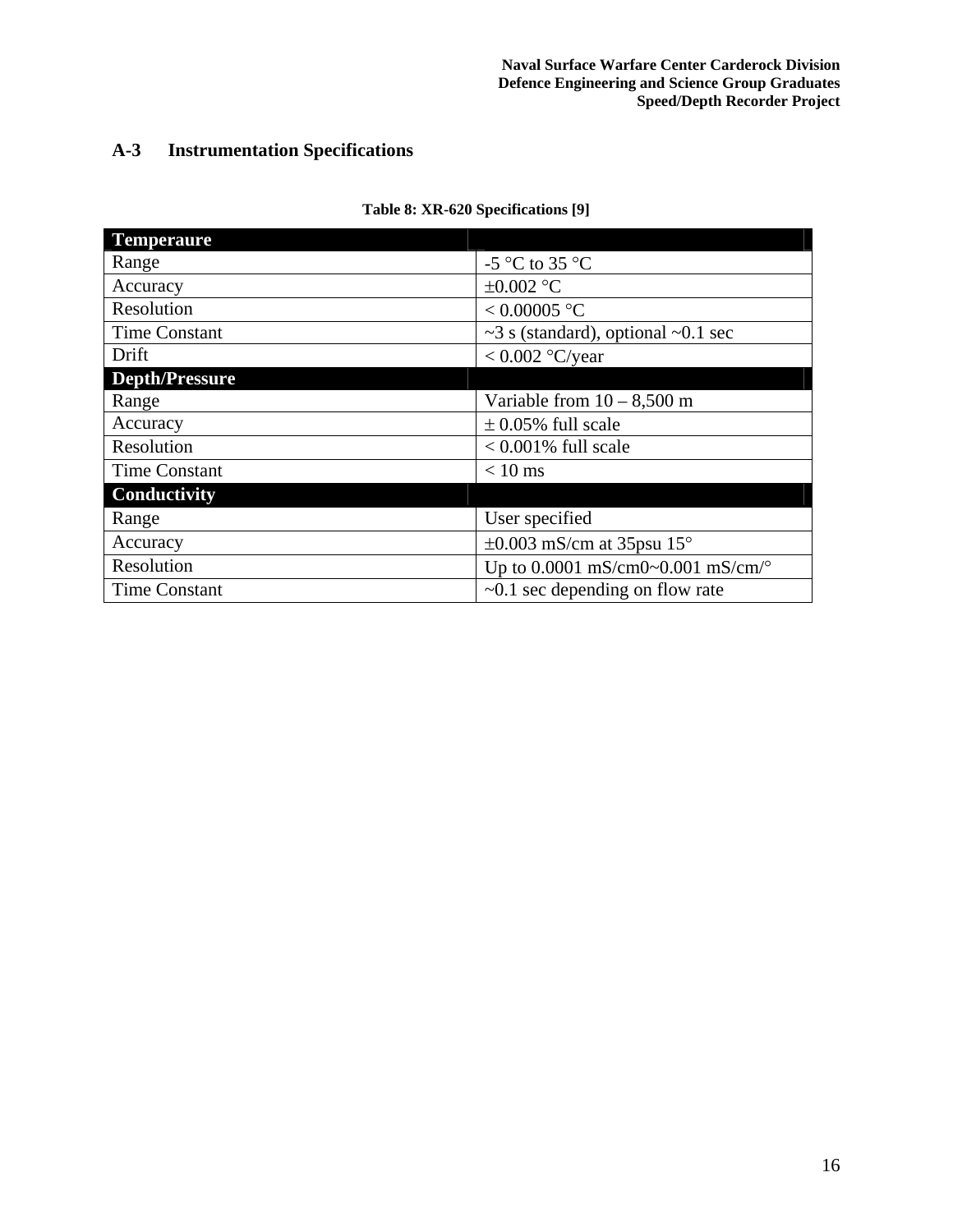## A-3 Instrumentation Specifications

**Table 8: XR-620 Specifications [9]**

| **Temperaure** | |
|---|---|
| Range | -5 °C to 35 °C |
| Accuracy | ±0.002 °C |
| Resolution | < 0.00005 °C |
| Time Constant | ~3 s (standard), optional ~0.1 sec |
| Drift | < 0.002 °C/year |
| **Depth/Pressure** | |
| Range | Variable from 10 – 8,500 m |
| Accuracy | ± 0.05% full scale |
| Resolution | < 0.001% full scale |
| Time Constant | < 10 ms |
| **Conductivity** | |
| Range | User specified |
| Accuracy | ±0.003 mS/cm at 35psu 15° |
| Resolution | Up to 0.0001 mS/cm0~0.001 mS/cm/° |
| Time Constant | ~0.1 sec depending on flow rate |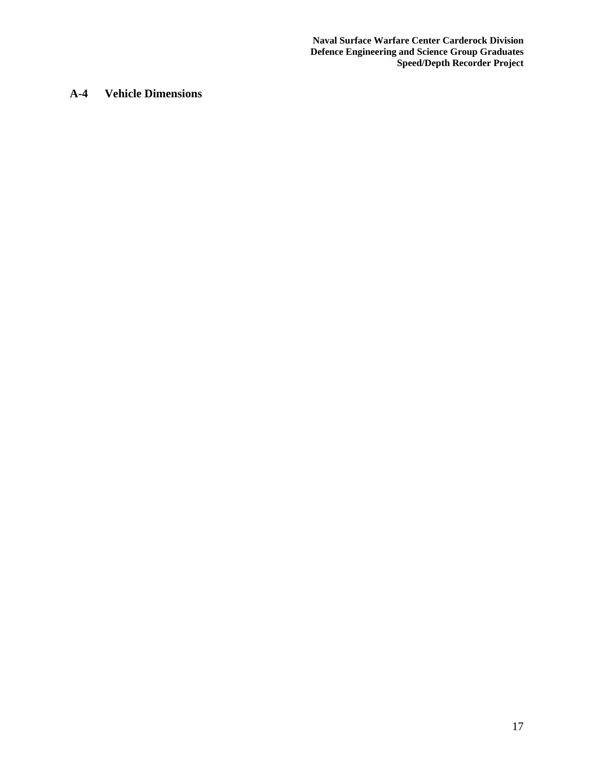## A-4 Vehicle Dimensions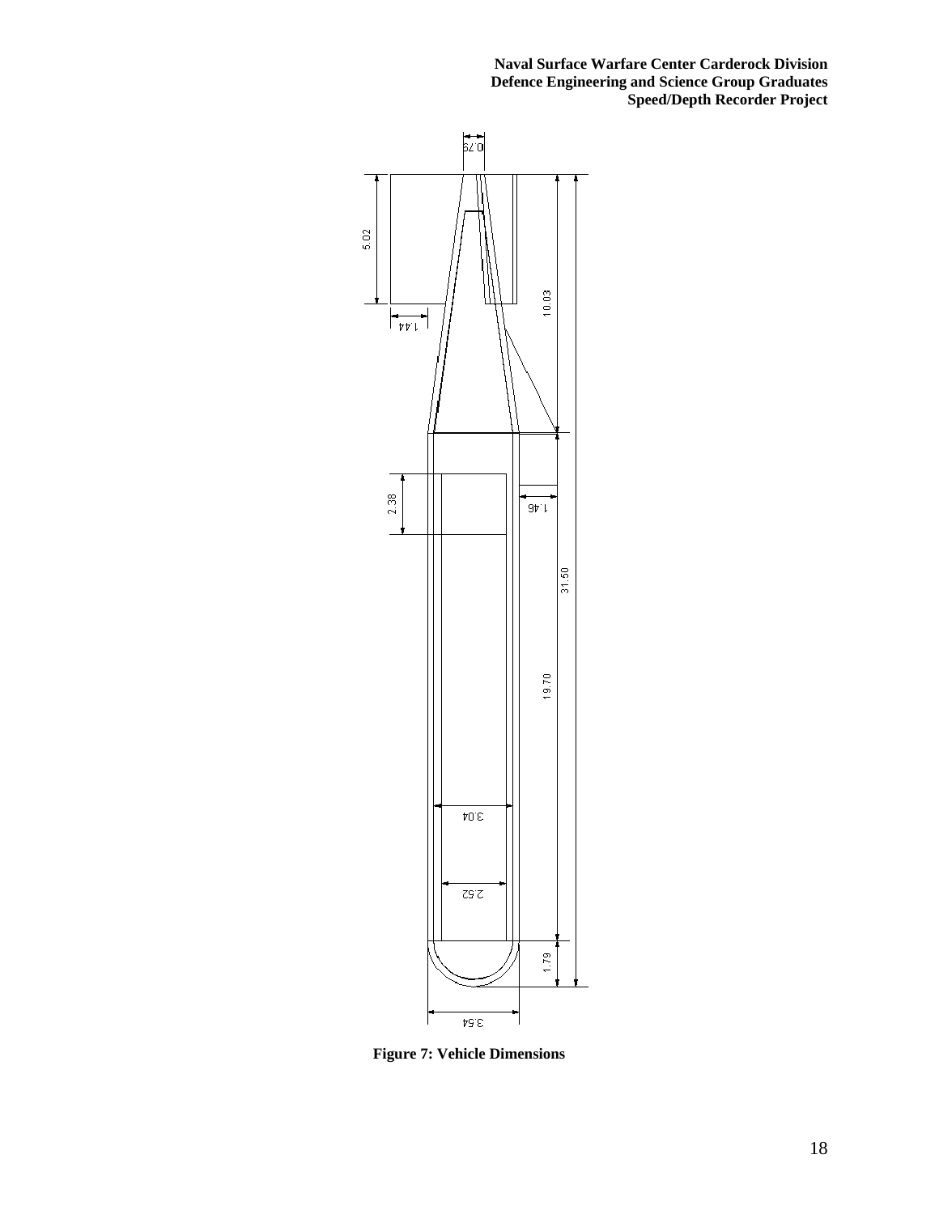**Figure 7: Vehicle Dimensions**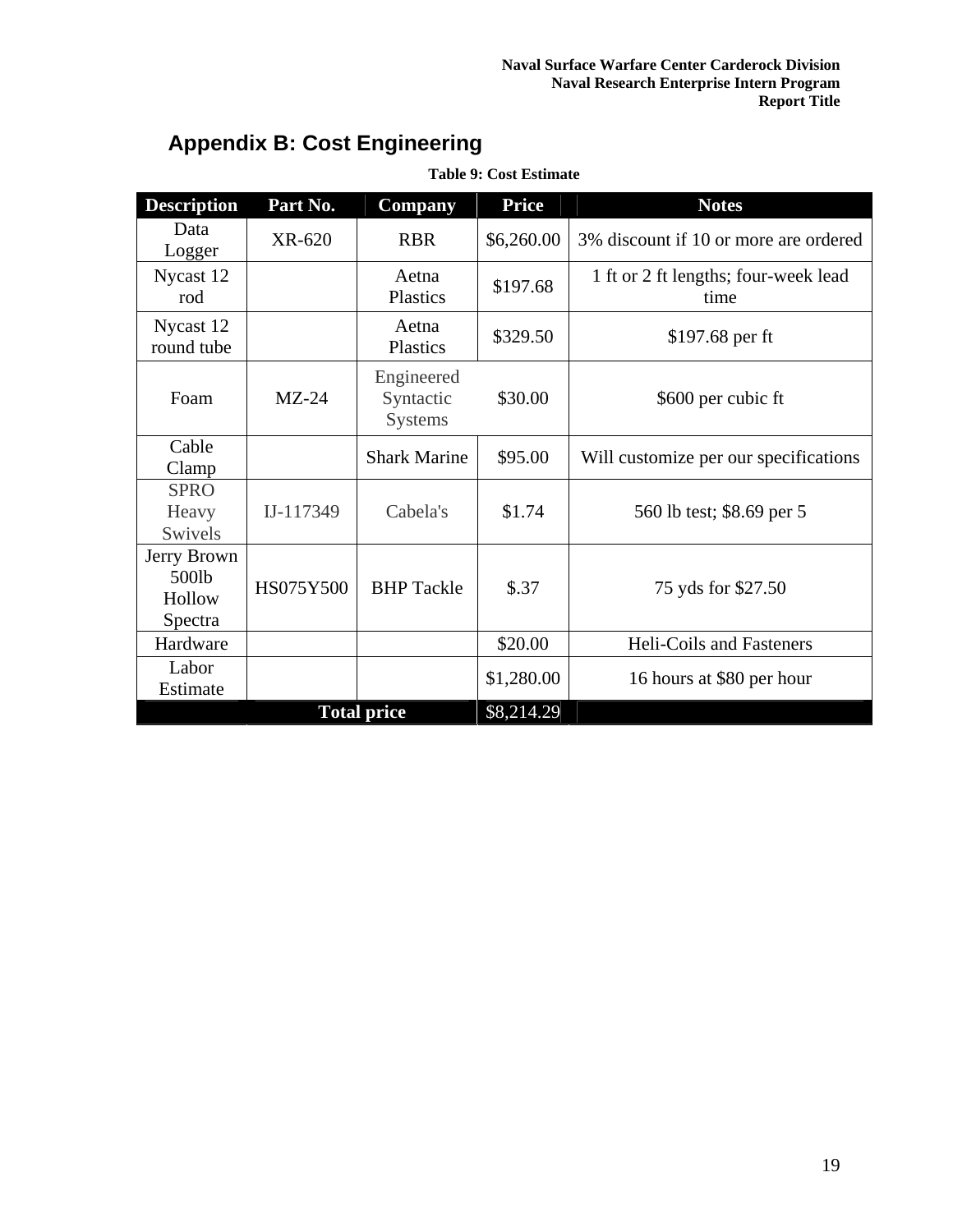## Appendix B: Cost Engineering

**Table 9: Cost Estimate**

| Description | Part No. | Company | Price | Notes |
|---|---|---|---|---|
| Data Logger | XR-620 | RBR | $6,260.00 | 3% discount if 10 or more are ordered |
| Nycast 12 rod | | Aetna Plastics | $197.68 | 1 ft or 2 ft lengths; four-week lead time |
| Nycast 12 round tube | | Aetna Plastics | $329.50 | $197.68 per ft |
| Foam | MZ-24 | Engineered Syntactic Systems | $30.00 | $600 per cubic ft |
| Cable Clamp | | Shark Marine | $95.00 | Will customize per our specifications |
| SPRO Heavy Swivels | IJ-117349 | Cabela's | $1.74 | 560 lb test; $8.69 per 5 |
| Jerry Brown 500lb Hollow Spectra | HS075Y500 | BHP Tackle | $.37 | 75 yds for $27.50 |
| Hardware | | | $20.00 | Heli-Coils and Fasteners |
| Labor Estimate | | | $1,280.00 | 16 hours at $80 per hour |
| | Total price | | $8,214.29 | |